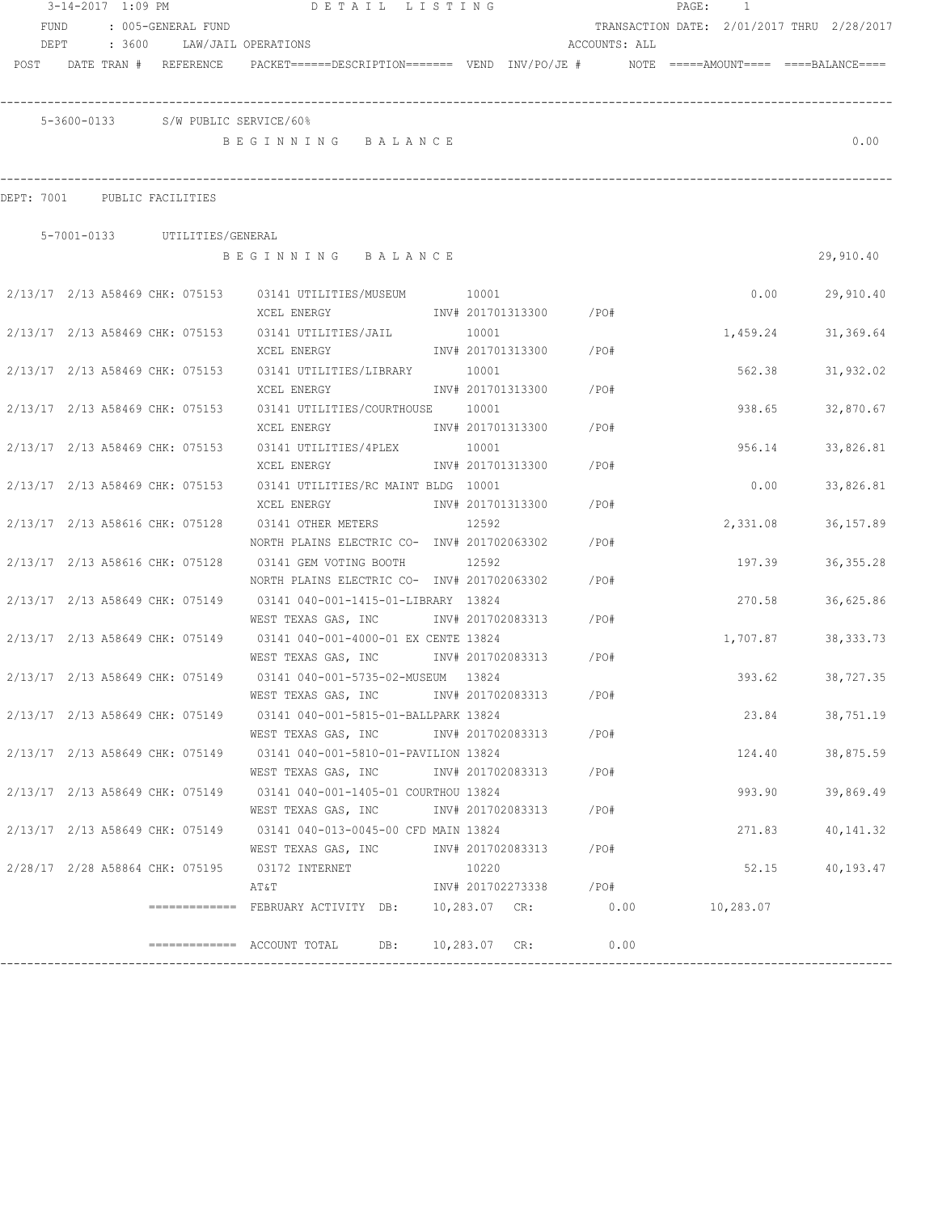3-14-2017 1:09 PM　　　　DETAIL LISTING

FUND : 005-GENERAL FUND　　　　TRANSACTION DATE: 2/01/2017 THRU 2/28/2017

DEPT : 3600 LAW/JAIL OPERATIONS　　　　ACCOUNTS: ALL

| POST | DATE TRAN # | REFERENCE | PACKET======DESCRIPTION======= | VEND | INV/PO/JE # | NOTE | =====AMOUNT==== | ====BALANCE==== |
|---|---|---|---|---|---|---|---|---|

5-3600-0133　S/W PUBLIC SERVICE/60%

B E G I N N I N G　B A L A N C E　　0.00

DEPT: 7001　PUBLIC FACILITIES

5-7001-0133　UTILITIES/GENERAL

B E G I N N I N G　B A L A N C E　　29,910.40

| POST | DATE TRAN # | REFERENCE | PACKET======DESCRIPTION======= | VEND | INV/PO/JE # | NOTE | =====AMOUNT==== | ====BALANCE==== |
|---|---|---|---|---|---|---|---|---|
| 2/13/17 | 2/13 A58469 | CHK: 075153 | 03141 UTILITIES/MUSEUM<br>XCEL ENERGY | 10001 | INV# 201701313300 | /PO# | 0.00 | 29,910.40 |
| 2/13/17 | 2/13 A58469 | CHK: 075153 | 03141 UTILITIES/JAIL<br>XCEL ENERGY | 10001 | INV# 201701313300 | /PO# | 1,459.24 | 31,369.64 |
| 2/13/17 | 2/13 A58469 | CHK: 075153 | 03141 UTILITIES/LIBRARY<br>XCEL ENERGY | 10001 | INV# 201701313300 | /PO# | 562.38 | 31,932.02 |
| 2/13/17 | 2/13 A58469 | CHK: 075153 | 03141 UTILITIES/COURTHOUSE<br>XCEL ENERGY | 10001 | INV# 201701313300 | /PO# | 938.65 | 32,870.67 |
| 2/13/17 | 2/13 A58469 | CHK: 075153 | 03141 UTILITIES/4PLEX<br>XCEL ENERGY | 10001 | INV# 201701313300 | /PO# | 956.14 | 33,826.81 |
| 2/13/17 | 2/13 A58469 | CHK: 075153 | 03141 UTILITIES/RC MAINT BLDG<br>XCEL ENERGY | 10001 | INV# 201701313300 | /PO# | 0.00 | 33,826.81 |
| 2/13/17 | 2/13 A58616 | CHK: 075128 | 03141 OTHER METERS<br>NORTH PLAINS ELECTRIC CO- | 12592 | INV# 201702063302 | /PO# | 2,331.08 | 36,157.89 |
| 2/13/17 | 2/13 A58616 | CHK: 075128 | 03141 GEM VOTING BOOTH<br>NORTH PLAINS ELECTRIC CO- | 12592 | INV# 201702063302 | /PO# | 197.39 | 36,355.28 |
| 2/13/17 | 2/13 A58649 | CHK: 075149 | 03141 040-001-1415-01-LIBRARY<br>WEST TEXAS GAS, INC | 13824 | INV# 201702083313 | /PO# | 270.58 | 36,625.86 |
| 2/13/17 | 2/13 A58649 | CHK: 075149 | 03141 040-001-4000-01 EX CENTE<br>WEST TEXAS GAS, INC | 13824 | INV# 201702083313 | /PO# | 1,707.87 | 38,333.73 |
| 2/13/17 | 2/13 A58649 | CHK: 075149 | 03141 040-001-5735-02-MUSEUM<br>WEST TEXAS GAS, INC | 13824 | INV# 201702083313 | /PO# | 393.62 | 38,727.35 |
| 2/13/17 | 2/13 A58649 | CHK: 075149 | 03141 040-001-5815-01-BALLPARK<br>WEST TEXAS GAS, INC | 13824 | INV# 201702083313 | /PO# | 23.84 | 38,751.19 |
| 2/13/17 | 2/13 A58649 | CHK: 075149 | 03141 040-001-5810-01-PAVILION<br>WEST TEXAS GAS, INC | 13824 | INV# 201702083313 | /PO# | 124.40 | 38,875.59 |
| 2/13/17 | 2/13 A58649 | CHK: 075149 | 03141 040-001-1405-01 COURTHOU<br>WEST TEXAS GAS, INC | 13824 | INV# 201702083313 | /PO# | 993.90 | 39,869.49 |
| 2/13/17 | 2/13 A58649 | CHK: 075149 | 03141 040-013-0045-00 CFD MAIN<br>WEST TEXAS GAS, INC | 13824 | INV# 201702083313 | /PO# | 271.83 | 40,141.32 |
| 2/28/17 | 2/28 A58864 | CHK: 075195 | 03172 INTERNET<br>AT&T | 10220 | INV# 201702273338 | /PO# | 52.15 | 40,193.47 |

============= FEBRUARY ACTIVITY　DB: 10,283.07　CR: 0.00　　10,283.07

============= ACCOUNT TOTAL　DB: 10,283.07　CR: 0.00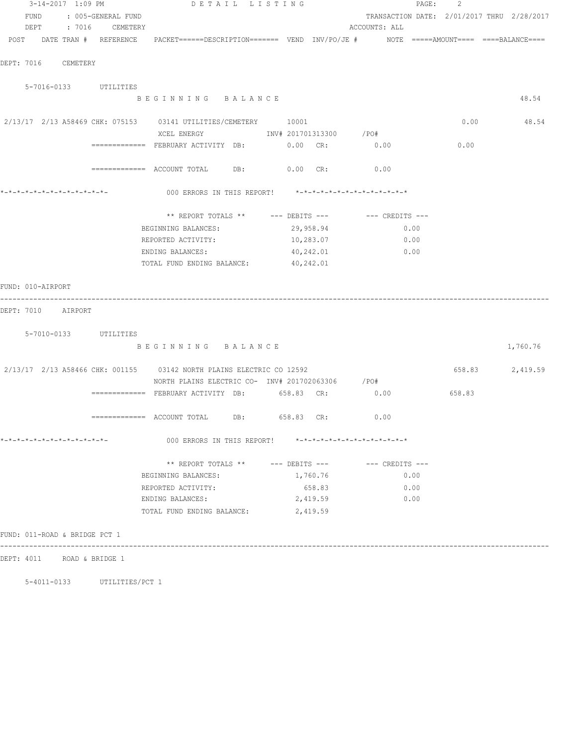DEPT: 7016 CEMETERY

5-7016-0133 UTILITIES

B E G I N N I N G   B A L A N C E 48.54

| POST | DATE TRAN # | REFERENCE | PACKET======DESCRIPTION======= | VEND | INV/PO/JE # | NOTE | =====AMOUNT==== | ====BALANCE==== |
|---|---|---|---|---|---|---|---|---|
| 2/13/17 | 2/13 A58469 | CHK: 075153 | 03141 UTILITIES/CEMETERY | 10001 | | | 0.00 | 48.54 |
| | | | XCEL ENERGY | | INV# 201701313300 /PO# | | | |

============= FEBRUARY ACTIVITY DB: 0.00 CR: 0.00 0.00

============= ACCOUNT TOTAL DB: 0.00 CR: 0.00

*-*-*-*-*-*-*-*-*-*-*-*-*- 000 ERRORS IN THIS REPORT! *-*-*-*-*-*-*-*-*-*-*-*-*-*

| ** REPORT TOTALS ** | --- DEBITS --- | --- CREDITS --- |
|---|---|---|
| BEGINNING BALANCES: | 29,958.94 | 0.00 |
| REPORTED ACTIVITY: | 10,283.07 | 0.00 |
| ENDING BALANCES: | 40,242.01 | 0.00 |
| TOTAL FUND ENDING BALANCE: | 40,242.01 | |

FUND: 010-AIRPORT

DEPT: 7010 AIRPORT

5-7010-0133 UTILITIES

B E G I N N I N G   B A L A N C E 1,760.76

| POST | DATE TRAN # | REFERENCE | PACKET======DESCRIPTION======= | VEND | INV/PO/JE # | NOTE | =====AMOUNT==== | ====BALANCE==== |
|---|---|---|---|---|---|---|---|---|
| 2/13/17 | 2/13 A58466 | CHK: 001155 | 03142 NORTH PLAINS ELECTRIC CO | 12592 | | | 658.83 | 2,419.59 |
| | | | NORTH PLAINS ELECTRIC CO- | | INV# 201702063306 /PO# | | | |

============= FEBRUARY ACTIVITY DB: 658.83 CR: 0.00 658.83

============= ACCOUNT TOTAL DB: 658.83 CR: 0.00

*-*-*-*-*-*-*-*-*-*-*-*-*- 000 ERRORS IN THIS REPORT! *-*-*-*-*-*-*-*-*-*-*-*-*-*

| ** REPORT TOTALS ** | --- DEBITS --- | --- CREDITS --- |
|---|---|---|
| BEGINNING BALANCES: | 1,760.76 | 0.00 |
| REPORTED ACTIVITY: | 658.83 | 0.00 |
| ENDING BALANCES: | 2,419.59 | 0.00 |
| TOTAL FUND ENDING BALANCE: | 2,419.59 | |

FUND: 011-ROAD & BRIDGE PCT 1

DEPT: 4011 ROAD & BRIDGE 1

5-4011-0133 UTILITIES/PCT 1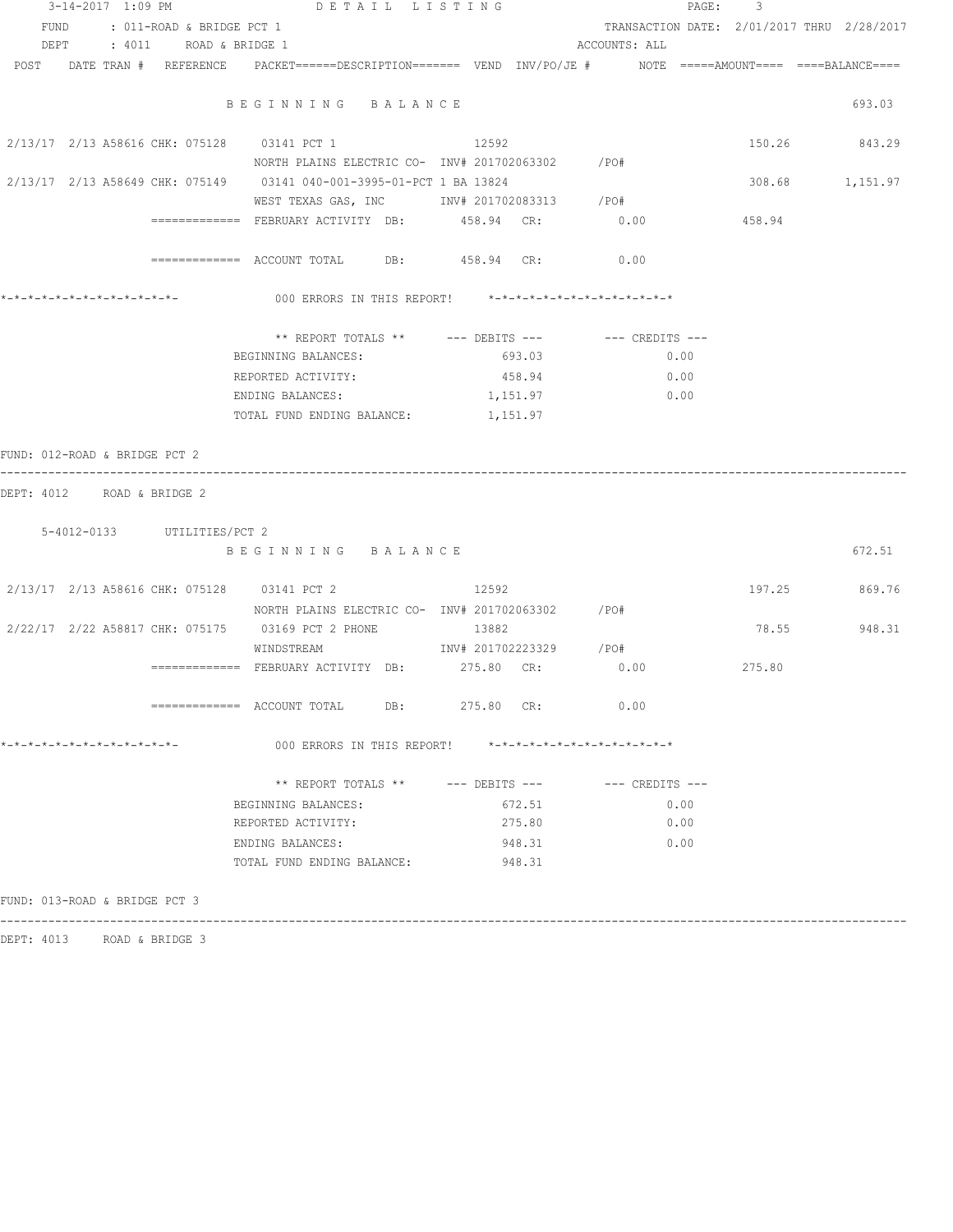3-14-2017 1:09 PM DETAIL LISTING

FUND : 011-ROAD & BRIDGE PCT 1 — TRANSACTION DATE: 2/01/2017 THRU 2/28/2017

DEPT : 4011 ROAD & BRIDGE 1 — ACCOUNTS: ALL

| POST | DATE | TRAN # | REFERENCE | PACKET / DESCRIPTION | VEND | INV/PO/JE # | NOTE | AMOUNT | BALANCE |
|---|---|---|---|---|---|---|---|---|---|
| | | | | BEGINNING BALANCE | | | | | 693.03 |
| 2/13/17 | 2/13 | A58616 | CHK: 075128 | 03141 PCT 1 / NORTH PLAINS ELECTRIC CO- | 12592 | INV# 201702063302 /PO# | | 150.26 | 843.29 |
| 2/13/17 | 2/13 | A58649 | CHK: 075149 | 03141 040-001-3995-01-PCT 1 BA / WEST TEXAS GAS, INC | 13824 | INV# 201702083313 /PO# | | 308.68 | 1,151.97 |
| | | | | FEBRUARY ACTIVITY DB: 458.94 CR: 0.00 | | | | 458.94 | |
| | | | | ACCOUNT TOTAL DB: 458.94 CR: 0.00 | | | | | |

*-*-*-*-*-*-*-*-*-*-*-*-*- 000 ERRORS IN THIS REPORT! *-*-*-*-*-*-*-*-*-*-*-*-*-*

| ** REPORT TOTALS ** | --- DEBITS --- | --- CREDITS --- |
|---|---|---|
| BEGINNING BALANCES: | 693.03 | 0.00 |
| REPORTED ACTIVITY: | 458.94 | 0.00 |
| ENDING BALANCES: | 1,151.97 | 0.00 |
| TOTAL FUND ENDING BALANCE: | 1,151.97 | |

FUND: 012-ROAD & BRIDGE PCT 2

DEPT: 4012 ROAD & BRIDGE 2

5-4012-0133 UTILITIES/PCT 2

| POST | DATE | TRAN # | REFERENCE | PACKET / DESCRIPTION | VEND | INV/PO/JE # | NOTE | AMOUNT | BALANCE |
|---|---|---|---|---|---|---|---|---|---|
| | | | | BEGINNING BALANCE | | | | | 672.51 |
| 2/13/17 | 2/13 | A58616 | CHK: 075128 | 03141 PCT 2 / NORTH PLAINS ELECTRIC CO- | 12592 | INV# 201702063302 /PO# | | 197.25 | 869.76 |
| 2/22/17 | 2/22 | A58817 | CHK: 075175 | 03169 PCT 2 PHONE / WINDSTREAM | 13882 | INV# 201702223329 /PO# | | 78.55 | 948.31 |
| | | | | FEBRUARY ACTIVITY DB: 275.80 CR: 0.00 | | | | 275.80 | |
| | | | | ACCOUNT TOTAL DB: 275.80 CR: 0.00 | | | | | |

*-*-*-*-*-*-*-*-*-*-*-*-*- 000 ERRORS IN THIS REPORT! *-*-*-*-*-*-*-*-*-*-*-*-*-*

| ** REPORT TOTALS ** | --- DEBITS --- | --- CREDITS --- |
|---|---|---|
| BEGINNING BALANCES: | 672.51 | 0.00 |
| REPORTED ACTIVITY: | 275.80 | 0.00 |
| ENDING BALANCES: | 948.31 | 0.00 |
| TOTAL FUND ENDING BALANCE: | 948.31 | |

FUND: 013-ROAD & BRIDGE PCT 3

DEPT: 4013 ROAD & BRIDGE 3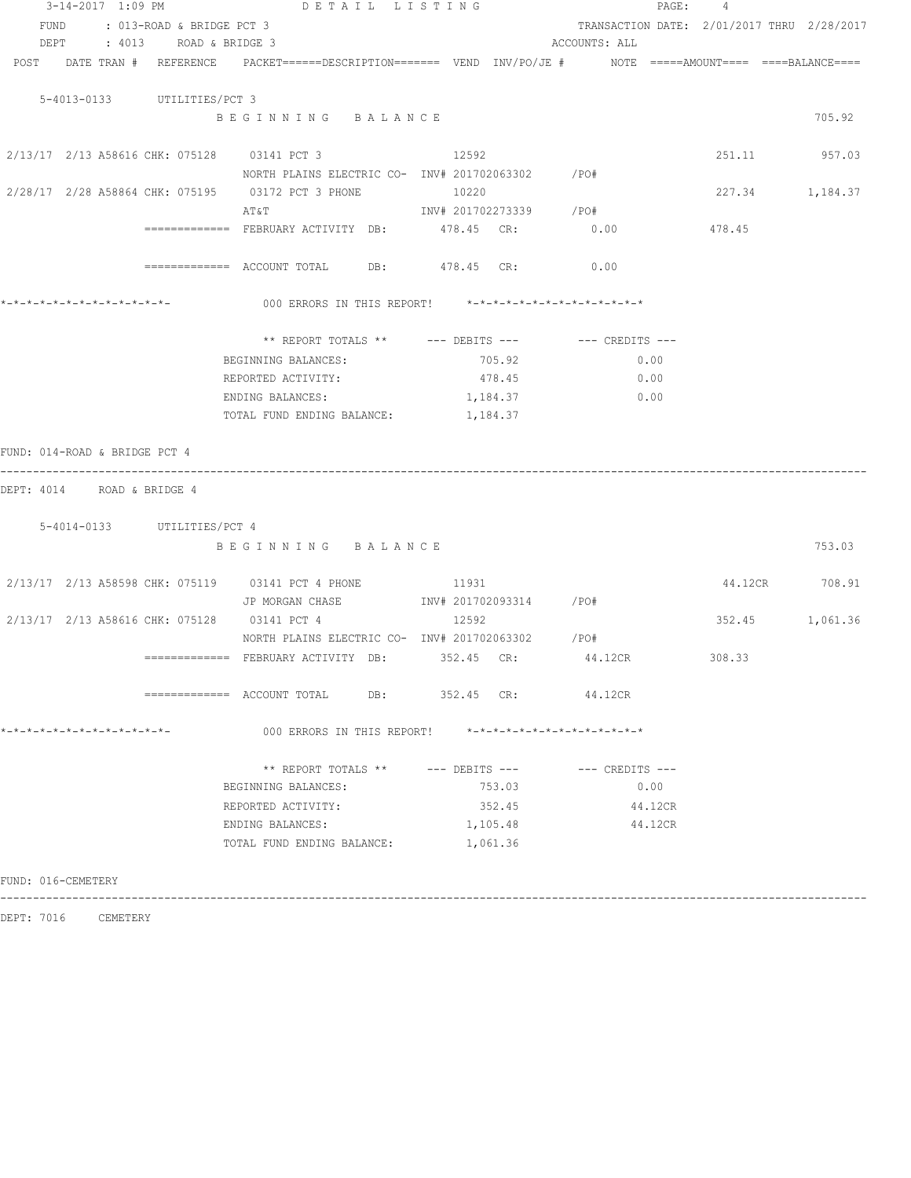FUND : 013-ROAD & BRIDGE PCT 3 — TRANSACTION DATE: 2/01/2017 THRU 2/28/2017

DEPT : 4013 ROAD & BRIDGE 3 — ACCOUNTS: ALL

| POST | DATE | TRAN # | REFERENCE | PACKET======DESCRIPTION======= | VEND | INV/PO/JE # | NOTE | =====AMOUNT==== | ====BALANCE==== |
|---|---|---|---|---|---|---|---|---|---|

**5-4013-0133 UTILITIES/PCT 3**

B E G I N N I N G   B A L A N C E — 705.92

| POST | DATE | TRAN # | REFERENCE | DESCRIPTION | VEND | INV/PO/JE # | AMOUNT | BALANCE |
|---|---|---|---|---|---|---|---|---|
| 2/13/17 | 2/13 | A58616 | CHK: 075128 | 03141 PCT 3 / NORTH PLAINS ELECTRIC CO- | 12592 | INV# 201702063302 /PO# | 251.11 | 957.03 |
| 2/28/17 | 2/28 | A58864 | CHK: 075195 | 03172 PCT 3 PHONE / AT&T | 10220 | INV# 201702273339 /PO# | 227.34 | 1,184.37 |

============= FEBRUARY ACTIVITY DB: 478.45 CR: 0.00 478.45

============= ACCOUNT TOTAL DB: 478.45 CR: 0.00

*-*-*-*-*-*-*-*-*-*-*-*-*- 000 ERRORS IN THIS REPORT! *-*-*-*-*-*-*-*-*-*-*-*-*-*

| ** REPORT TOTALS ** | --- DEBITS --- | --- CREDITS --- |
|---|---|---|
| BEGINNING BALANCES: | 705.92 | 0.00 |
| REPORTED ACTIVITY: | 478.45 | 0.00 |
| ENDING BALANCES: | 1,184.37 | 0.00 |
| TOTAL FUND ENDING BALANCE: | 1,184.37 | |

FUND: 014-ROAD & BRIDGE PCT 4

DEPT: 4014 ROAD & BRIDGE 4

**5-4014-0133 UTILITIES/PCT 4**

B E G I N N I N G   B A L A N C E — 753.03

| POST | DATE | TRAN # | REFERENCE | DESCRIPTION | VEND | INV/PO/JE # | AMOUNT | BALANCE |
|---|---|---|---|---|---|---|---|---|
| 2/13/17 | 2/13 | A58598 | CHK: 075119 | 03141 PCT 4 PHONE / JP MORGAN CHASE | 11931 | INV# 201702093314 /PO# | 44.12CR | 708.91 |
| 2/13/17 | 2/13 | A58616 | CHK: 075128 | 03141 PCT 4 / NORTH PLAINS ELECTRIC CO- | 12592 | INV# 201702063302 /PO# | 352.45 | 1,061.36 |

============= FEBRUARY ACTIVITY DB: 352.45 CR: 44.12CR 308.33

============= ACCOUNT TOTAL DB: 352.45 CR: 44.12CR

*-*-*-*-*-*-*-*-*-*-*-*-*- 000 ERRORS IN THIS REPORT! *-*-*-*-*-*-*-*-*-*-*-*-*-*

| ** REPORT TOTALS ** | --- DEBITS --- | --- CREDITS --- |
|---|---|---|
| BEGINNING BALANCES: | 753.03 | 0.00 |
| REPORTED ACTIVITY: | 352.45 | 44.12CR |
| ENDING BALANCES: | 1,105.48 | 44.12CR |
| TOTAL FUND ENDING BALANCE: | 1,061.36 | |

FUND: 016-CEMETERY

DEPT: 7016 CEMETERY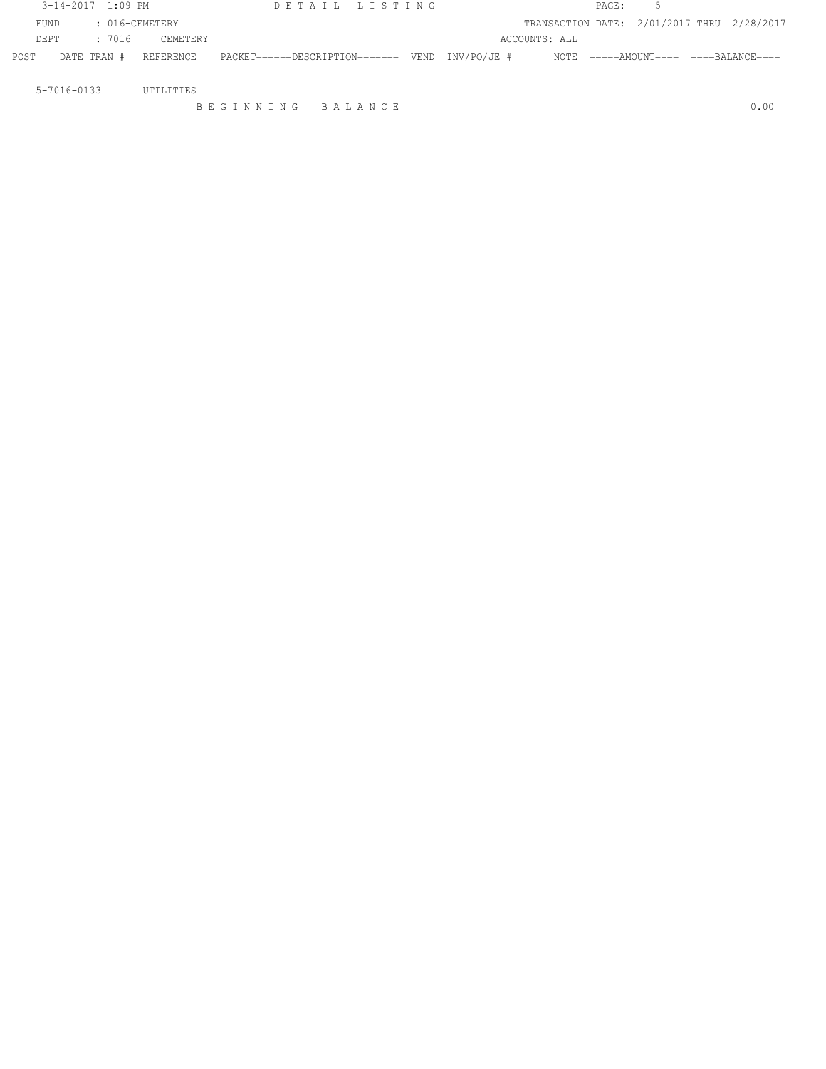3-14-2017 1:09 PM DETAIL LISTING

FUND : 016-CEMETERY TRANSACTION DATE: 2/01/2017 THRU 2/28/2017

DEPT : 7016 CEMETERY ACCOUNTS: ALL

| POST | DATE TRAN # | REFERENCE | PACKET======DESCRIPTION======= | VEND | INV/PO/JE # | NOTE | =====AMOUNT==== | ====BALANCE==== |
|---|---|---|---|---|---|---|---|---|
| | 5-7016-0133 | UTILITIES | | | | | | |
| | | | B E G I N N I N G  B A L A N C E | | | | | 0.00 |